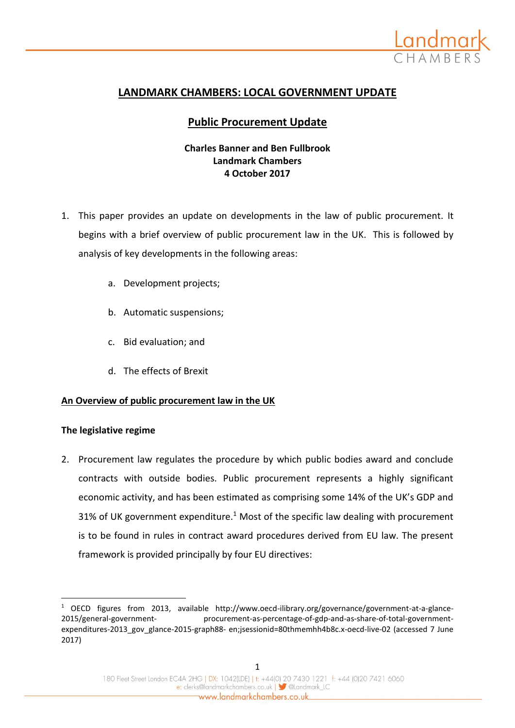# LANDMARK CHAMBERS: LOCAL GOVERNMENT UPDATE

## Public Procurement Update

**Charles Banner and Ben Fullbrook**
**Landmark Chambers**
**4 October 2017**

1. This paper provides an update on developments in the law of public procurement. It begins with a brief overview of public procurement law in the UK. This is followed by analysis of key developments in the following areas:

   a. Development projects;

   b. Automatic suspensions;

   c. Bid evaluation; and

   d. The effects of Brexit

### An Overview of public procurement law in the UK

**The legislative regime**

2. Procurement law regulates the procedure by which public bodies award and conclude contracts with outside bodies. Public procurement represents a highly significant economic activity, and has been estimated as comprising some 14% of the UK's GDP and 31% of UK government expenditure.[1] Most of the specific law dealing with procurement is to be found in rules in contract award procedures derived from EU law. The present framework is provided principally by four EU directives:

[1] OECD figures from 2013, available http://www.oecd-ilibrary.org/governance/government-at-a-glance-2015/general-government-procurement-as-percentage-of-gdp-and-as-share-of-total-government-expenditures-2013_gov_glance-2015-graph88-en;jsessionid=80thmemhh4b8c.x-oecd-live-02 (accessed 7 June 2017)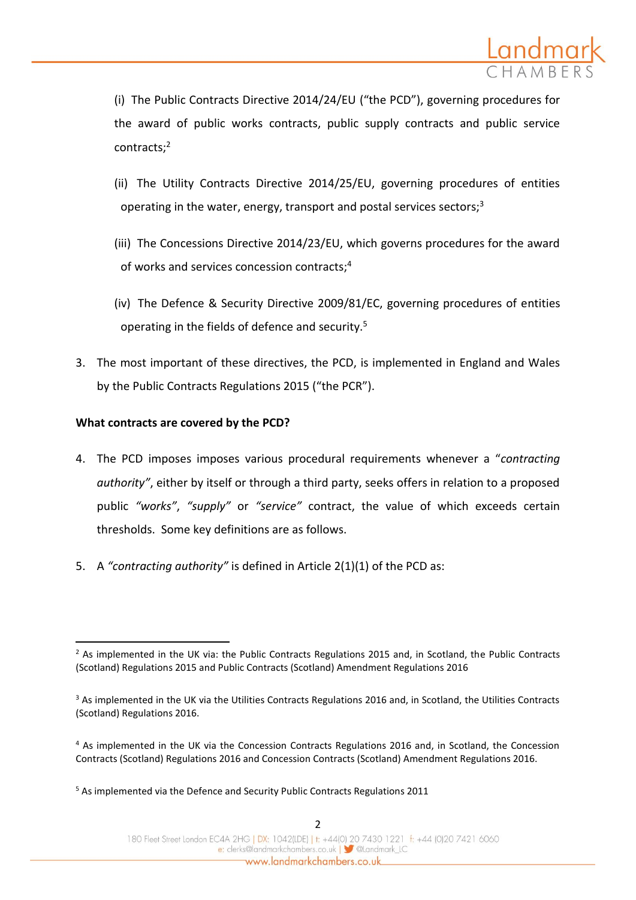(i) The Public Contracts Directive 2014/24/EU ("the PCD"), governing procedures for the award of public works contracts, public supply contracts and public service contracts;[2]

(ii) The Utility Contracts Directive 2014/25/EU, governing procedures of entities operating in the water, energy, transport and postal services sectors;[3]

(iii) The Concessions Directive 2014/23/EU, which governs procedures for the award of works and services concession contracts;[4]

(iv) The Defence & Security Directive 2009/81/EC, governing procedures of entities operating in the fields of defence and security.[5]

3. The most important of these directives, the PCD, is implemented in England and Wales by the Public Contracts Regulations 2015 ("the PCR").

**What contracts are covered by the PCD?**

4. The PCD imposes imposes various procedural requirements whenever a "*contracting authority"*, either by itself or through a third party, seeks offers in relation to a proposed public *"works"*, *"supply"* or *"service"* contract, the value of which exceeds certain thresholds. Some key definitions are as follows.

5. A *"contracting authority"* is defined in Article 2(1)(1) of the PCD as:

---

[2] As implemented in the UK via: the Public Contracts Regulations 2015 and, in Scotland, the Public Contracts (Scotland) Regulations 2015 and Public Contracts (Scotland) Amendment Regulations 2016

[3] As implemented in the UK via the Utilities Contracts Regulations 2016 and, in Scotland, the Utilities Contracts (Scotland) Regulations 2016.

[4] As implemented in the UK via the Concession Contracts Regulations 2016 and, in Scotland, the Concession Contracts (Scotland) Regulations 2016 and Concession Contracts (Scotland) Amendment Regulations 2016.

[5] As implemented via the Defence and Security Public Contracts Regulations 2011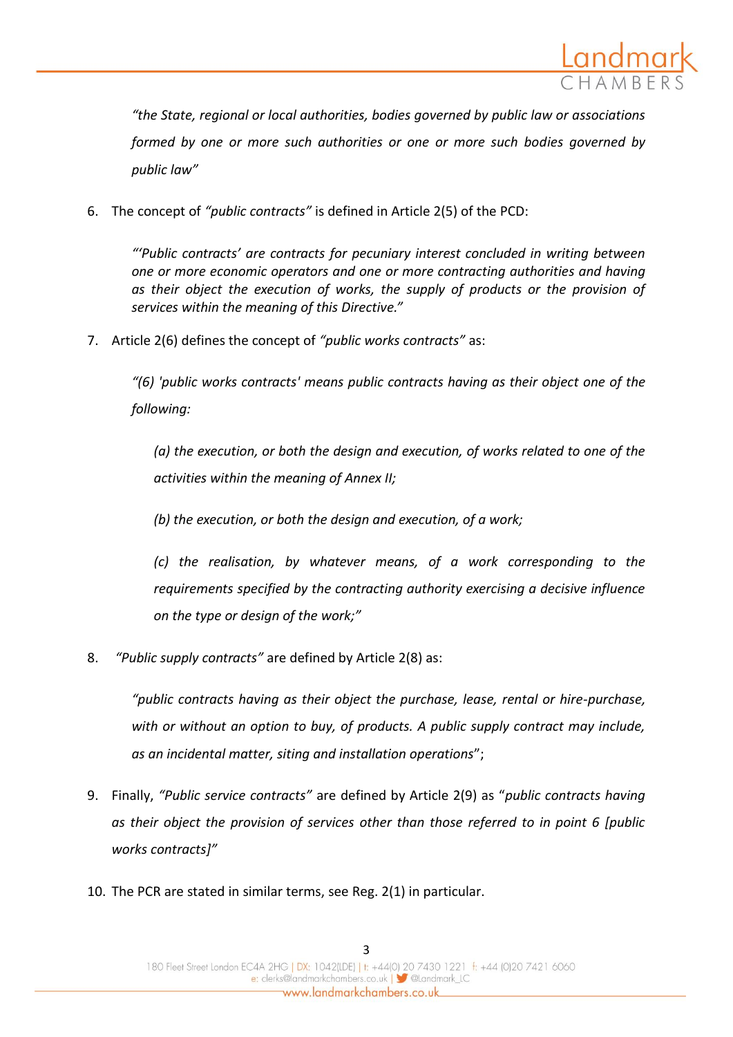> *"the State, regional or local authorities, bodies governed by public law or associations formed by one or more such authorities or one or more such bodies governed by public law"*

6. The concept of *"public contracts"* is defined in Article 2(5) of the PCD:

> *"'Public contracts' are contracts for pecuniary interest concluded in writing between one or more economic operators and one or more contracting authorities and having as their object the execution of works, the supply of products or the provision of services within the meaning of this Directive."*

7. Article 2(6) defines the concept of *"public works contracts"* as:

> *"(6) 'public works contracts' means public contracts having as their object one of the following:*
>
> > *(a) the execution, or both the design and execution, of works related to one of the activities within the meaning of Annex II;*
> >
> > *(b) the execution, or both the design and execution, of a work;*
> >
> > *(c) the realisation, by whatever means, of a work corresponding to the requirements specified by the contracting authority exercising a decisive influence on the type or design of the work;"*

8. *"Public supply contracts"* are defined by Article 2(8) as:

> *"public contracts having as their object the purchase, lease, rental or hire-purchase, with or without an option to buy, of products. A public supply contract may include, as an incidental matter, siting and installation operations*";

9. Finally, *"Public service contracts"* are defined by Article 2(9) as "*public contracts having as their object the provision of services other than those referred to in point 6 [public works contracts]"*

10. The PCR are stated in similar terms, see Reg. 2(1) in particular.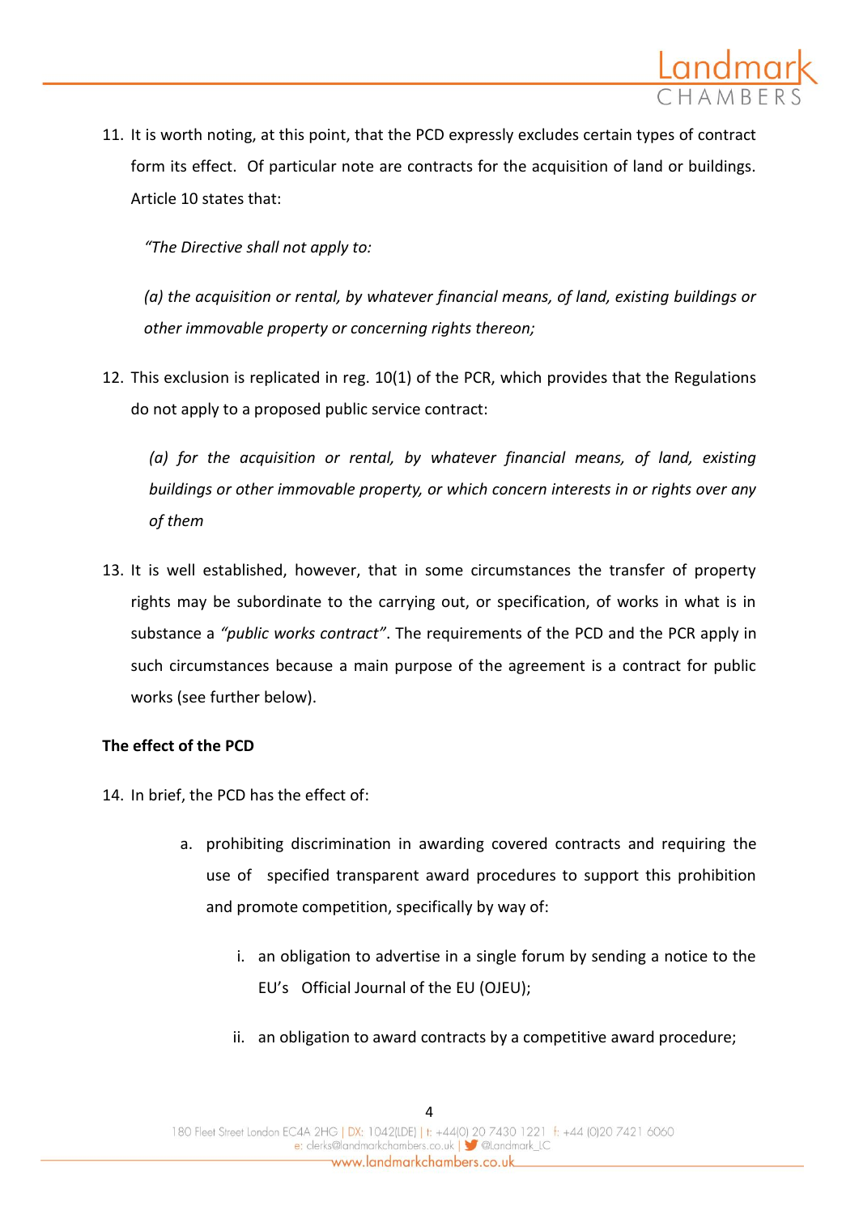11. It is worth noting, at this point, that the PCD expressly excludes certain types of contract form its effect. Of particular note are contracts for the acquisition of land or buildings. Article 10 states that:

*"The Directive shall not apply to:*

*(a) the acquisition or rental, by whatever financial means, of land, existing buildings or other immovable property or concerning rights thereon;*

12. This exclusion is replicated in reg. 10(1) of the PCR, which provides that the Regulations do not apply to a proposed public service contract:

*(a) for the acquisition or rental, by whatever financial means, of land, existing buildings or other immovable property, or which concern interests in or rights over any of them*

13. It is well established, however, that in some circumstances the transfer of property rights may be subordinate to the carrying out, or specification, of works in what is in substance a *"public works contract"*. The requirements of the PCD and the PCR apply in such circumstances because a main purpose of the agreement is a contract for public works (see further below).

**The effect of the PCD**

14. In brief, the PCD has the effect of:

    a. prohibiting discrimination in awarding covered contracts and requiring the use of specified transparent award procedures to support this prohibition and promote competition, specifically by way of:

        i. an obligation to advertise in a single forum by sending a notice to the EU's Official Journal of the EU (OJEU);

        ii. an obligation to award contracts by a competitive award procedure;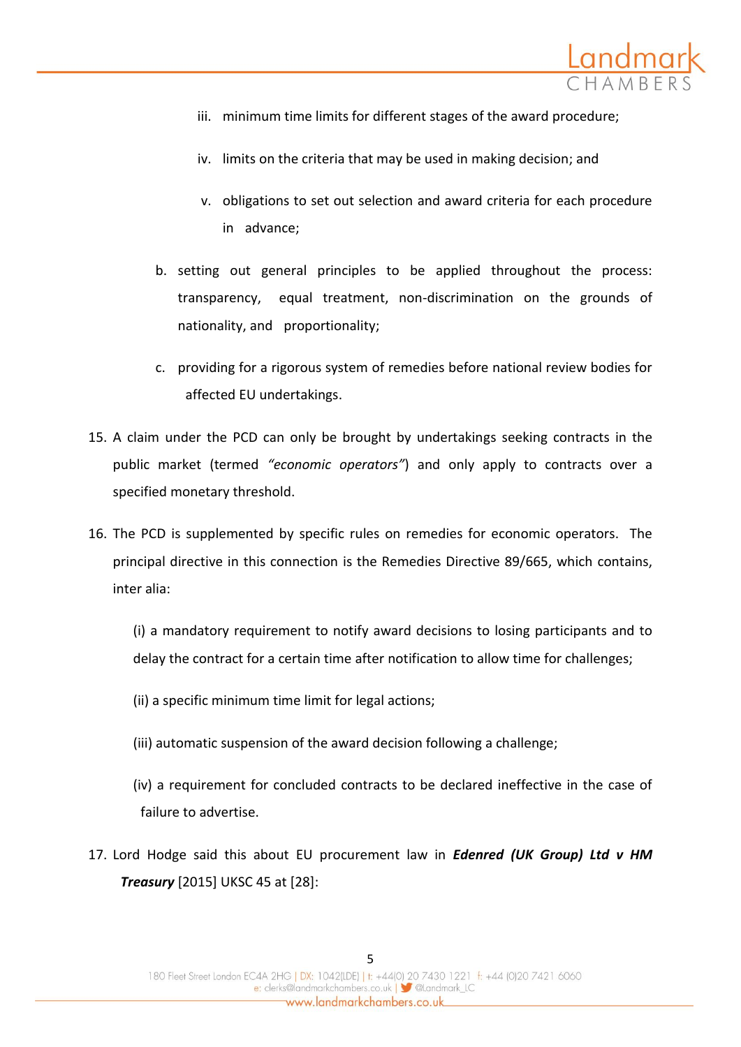iii. minimum time limits for different stages of the award procedure;

   iv. limits on the criteria that may be used in making decision; and

   v. obligations to set out selection and award criteria for each procedure in advance;

b. setting out general principles to be applied throughout the process: transparency, equal treatment, non-discrimination on the grounds of nationality, and proportionality;

c. providing for a rigorous system of remedies before national review bodies for affected EU undertakings.

15. A claim under the PCD can only be brought by undertakings seeking contracts in the public market (termed *"economic operators"*) and only apply to contracts over a specified monetary threshold.

16. The PCD is supplemented by specific rules on remedies for economic operators. The principal directive in this connection is the Remedies Directive 89/665, which contains, inter alia:

    (i) a mandatory requirement to notify award decisions to losing participants and to delay the contract for a certain time after notification to allow time for challenges;

    (ii) a specific minimum time limit for legal actions;

    (iii) automatic suspension of the award decision following a challenge;

    (iv) a requirement for concluded contracts to be declared ineffective in the case of failure to advertise.

17. Lord Hodge said this about EU procurement law in ***Edenred (UK Group) Ltd v HM Treasury*** [2015] UKSC 45 at [28]: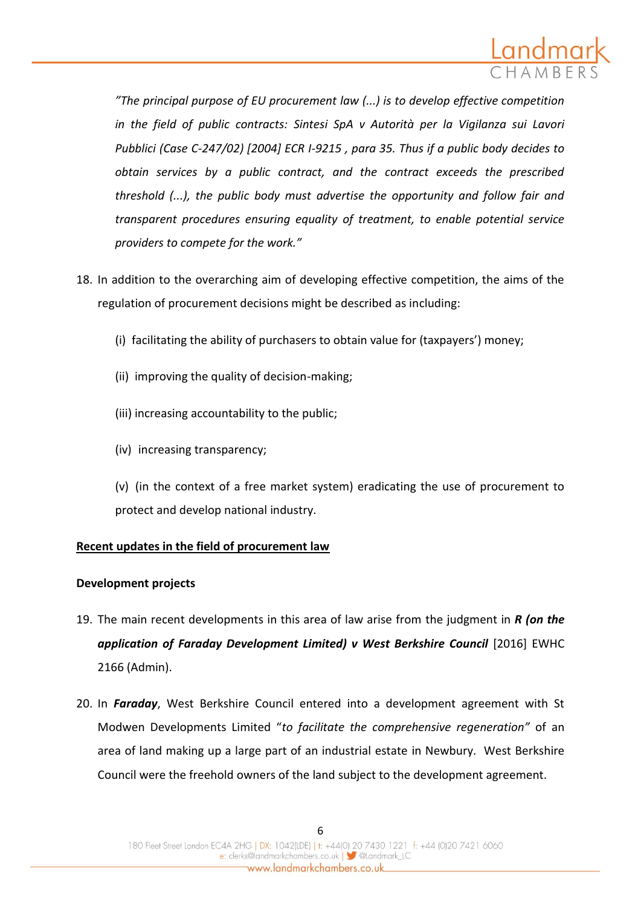*"The principal purpose of EU procurement law (...) is to develop effective competition in the field of public contracts: Sintesi SpA v Autorità per la Vigilanza sui Lavori Pubblici (Case C-247/02) [2004] ECR I-9215 , para 35. Thus if a public body decides to obtain services by a public contract, and the contract exceeds the prescribed threshold (...), the public body must advertise the opportunity and follow fair and transparent procedures ensuring equality of treatment, to enable potential service providers to compete for the work."*

18. In addition to the overarching aim of developing effective competition, the aims of the regulation of procurement decisions might be described as including:

    (i) facilitating the ability of purchasers to obtain value for (taxpayers') money;

    (ii) improving the quality of decision-making;

    (iii) increasing accountability to the public;

    (iv) increasing transparency;

    (v) (in the context of a free market system) eradicating the use of procurement to protect and develop national industry.

<u>**Recent updates in the field of procurement law**</u>

**Development projects**

19. The main recent developments in this area of law arise from the judgment in ***R (on the application of Faraday Development Limited) v West Berkshire Council*** [2016] EWHC 2166 (Admin).

20. In ***Faraday***, West Berkshire Council entered into a development agreement with St Modwen Developments Limited "*to facilitate the comprehensive regeneration"* of an area of land making up a large part of an industrial estate in Newbury. West Berkshire Council were the freehold owners of the land subject to the development agreement.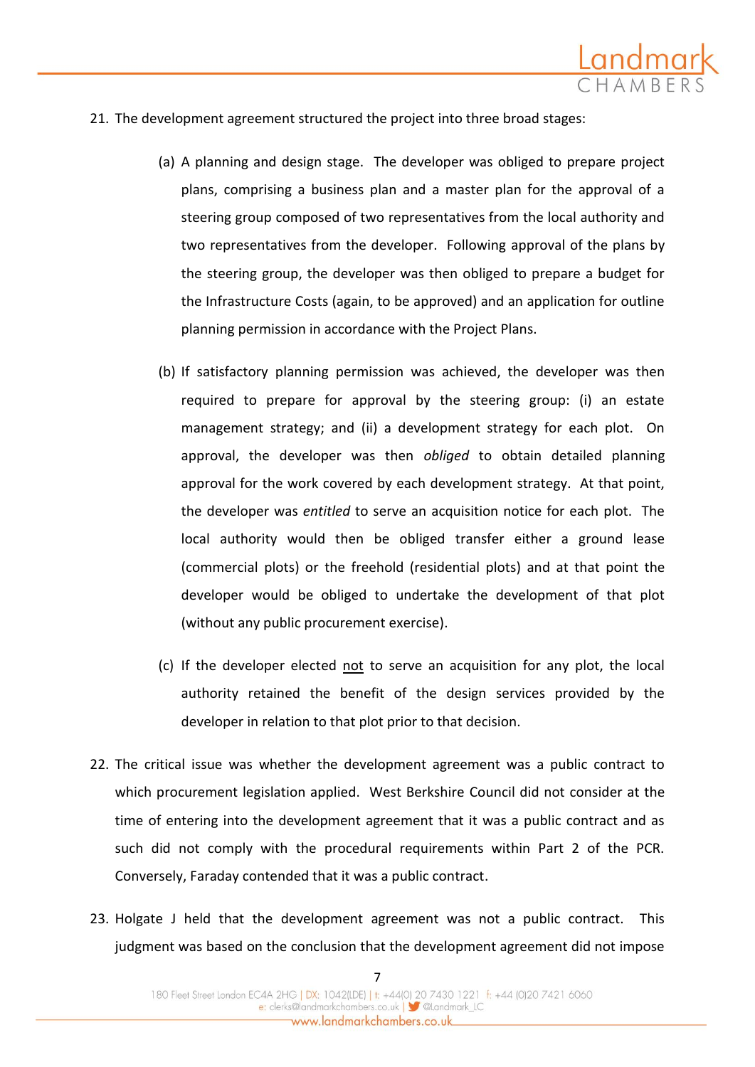21. The development agreement structured the project into three broad stages:

    (a) A planning and design stage. The developer was obliged to prepare project plans, comprising a business plan and a master plan for the approval of a steering group composed of two representatives from the local authority and two representatives from the developer. Following approval of the plans by the steering group, the developer was then obliged to prepare a budget for the Infrastructure Costs (again, to be approved) and an application for outline planning permission in accordance with the Project Plans.

    (b) If satisfactory planning permission was achieved, the developer was then required to prepare for approval by the steering group: (i) an estate management strategy; and (ii) a development strategy for each plot. On approval, the developer was then *obliged* to obtain detailed planning approval for the work covered by each development strategy. At that point, the developer was *entitled* to serve an acquisition notice for each plot. The local authority would then be obliged transfer either a ground lease (commercial plots) or the freehold (residential plots) and at that point the developer would be obliged to undertake the development of that plot (without any public procurement exercise).

    (c) If the developer elected <u>not</u> to serve an acquisition for any plot, the local authority retained the benefit of the design services provided by the developer in relation to that plot prior to that decision.

22. The critical issue was whether the development agreement was a public contract to which procurement legislation applied. West Berkshire Council did not consider at the time of entering into the development agreement that it was a public contract and as such did not comply with the procedural requirements within Part 2 of the PCR. Conversely, Faraday contended that it was a public contract.

23. Holgate J held that the development agreement was not a public contract. This judgment was based on the conclusion that the development agreement did not impose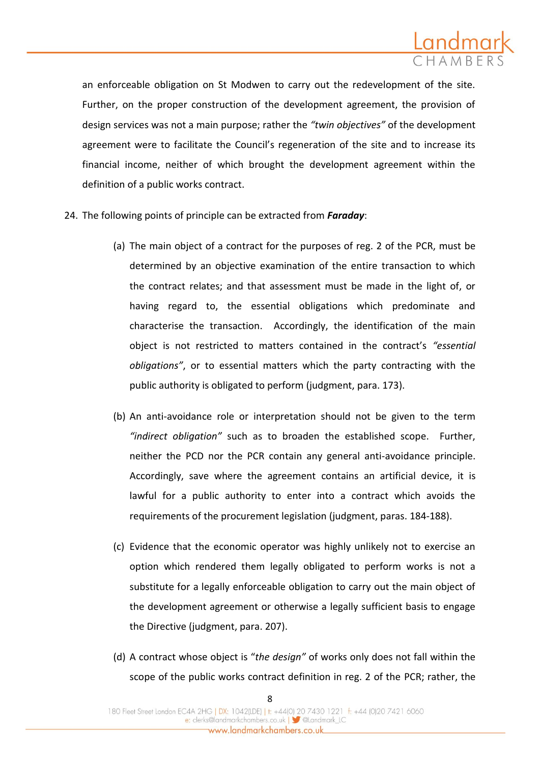an enforceable obligation on St Modwen to carry out the redevelopment of the site. Further, on the proper construction of the development agreement, the provision of design services was not a main purpose; rather the *"twin objectives"* of the development agreement were to facilitate the Council's regeneration of the site and to increase its financial income, neither of which brought the development agreement within the definition of a public works contract.

24. The following points of principle can be extracted from ***Faraday***:

    (a) The main object of a contract for the purposes of reg. 2 of the PCR, must be determined by an objective examination of the entire transaction to which the contract relates; and that assessment must be made in the light of, or having regard to, the essential obligations which predominate and characterise the transaction. Accordingly, the identification of the main object is not restricted to matters contained in the contract's *"essential obligations"*, or to essential matters which the party contracting with the public authority is obligated to perform (judgment, para. 173).

    (b) An anti-avoidance role or interpretation should not be given to the term *"indirect obligation"* such as to broaden the established scope. Further, neither the PCD nor the PCR contain any general anti-avoidance principle. Accordingly, save where the agreement contains an artificial device, it is lawful for a public authority to enter into a contract which avoids the requirements of the procurement legislation (judgment, paras. 184-188).

    (c) Evidence that the economic operator was highly unlikely not to exercise an option which rendered them legally obligated to perform works is not a substitute for a legally enforceable obligation to carry out the main object of the development agreement or otherwise a legally sufficient basis to engage the Directive (judgment, para. 207).

    (d) A contract whose object is "*the design"* of works only does not fall within the scope of the public works contract definition in reg. 2 of the PCR; rather, the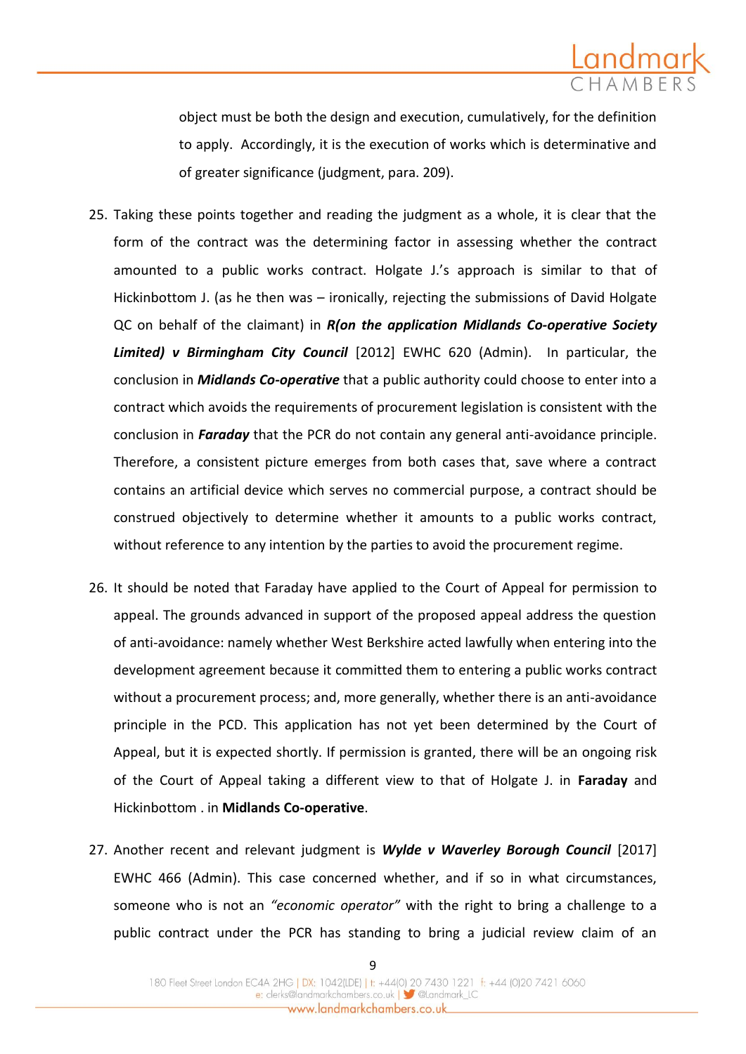object must be both the design and execution, cumulatively, for the definition to apply. Accordingly, it is the execution of works which is determinative and of greater significance (judgment, para. 209).

25. Taking these points together and reading the judgment as a whole, it is clear that the form of the contract was the determining factor in assessing whether the contract amounted to a public works contract. Holgate J.'s approach is similar to that of Hickinbottom J. (as he then was – ironically, rejecting the submissions of David Holgate QC on behalf of the claimant) in ***R(on the application Midlands Co-operative Society Limited) v Birmingham City Council*** [2012] EWHC 620 (Admin). In particular, the conclusion in ***Midlands Co-operative*** that a public authority could choose to enter into a contract which avoids the requirements of procurement legislation is consistent with the conclusion in ***Faraday*** that the PCR do not contain any general anti-avoidance principle. Therefore, a consistent picture emerges from both cases that, save where a contract contains an artificial device which serves no commercial purpose, a contract should be construed objectively to determine whether it amounts to a public works contract, without reference to any intention by the parties to avoid the procurement regime.

26. It should be noted that Faraday have applied to the Court of Appeal for permission to appeal. The grounds advanced in support of the proposed appeal address the question of anti-avoidance: namely whether West Berkshire acted lawfully when entering into the development agreement because it committed them to entering a public works contract without a procurement process; and, more generally, whether there is an anti-avoidance principle in the PCD. This application has not yet been determined by the Court of Appeal, but it is expected shortly. If permission is granted, there will be an ongoing risk of the Court of Appeal taking a different view to that of Holgate J. in **Faraday** and Hickinbottom . in **Midlands Co-operative**.

27. Another recent and relevant judgment is ***Wylde v Waverley Borough Council*** [2017] EWHC 466 (Admin). This case concerned whether, and if so in what circumstances, someone who is not an *"economic operator"* with the right to bring a challenge to a public contract under the PCR has standing to bring a judicial review claim of an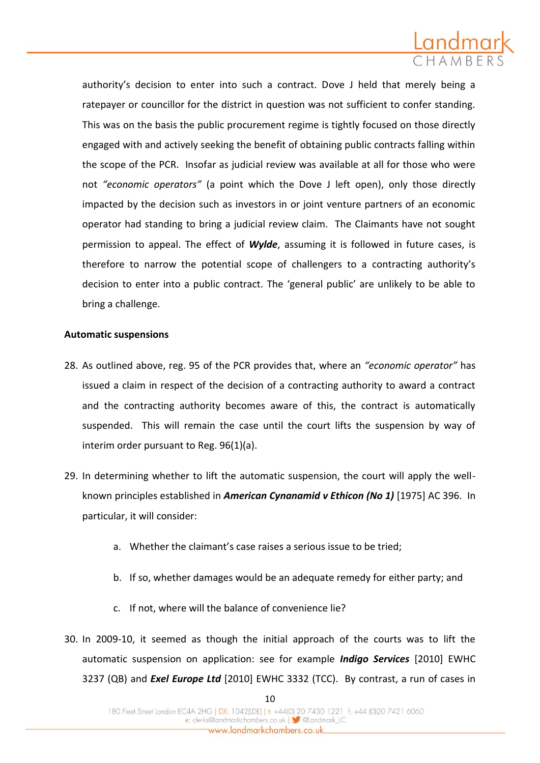authority's decision to enter into such a contract. Dove J held that merely being a ratepayer or councillor for the district in question was not sufficient to confer standing. This was on the basis the public procurement regime is tightly focused on those directly engaged with and actively seeking the benefit of obtaining public contracts falling within the scope of the PCR. Insofar as judicial review was available at all for those who were not *"economic operators"* (a point which the Dove J left open), only those directly impacted by the decision such as investors in or joint venture partners of an economic operator had standing to bring a judicial review claim. The Claimants have not sought permission to appeal. The effect of ***Wylde***, assuming it is followed in future cases, is therefore to narrow the potential scope of challengers to a contracting authority's decision to enter into a public contract. The 'general public' are unlikely to be able to bring a challenge.

**Automatic suspensions**

28. As outlined above, reg. 95 of the PCR provides that, where an *"economic operator"* has issued a claim in respect of the decision of a contracting authority to award a contract and the contracting authority becomes aware of this, the contract is automatically suspended. This will remain the case until the court lifts the suspension by way of interim order pursuant to Reg. 96(1)(a).

29. In determining whether to lift the automatic suspension, the court will apply the well-known principles established in ***American Cynanamid v Ethicon (No 1)*** [1975] AC 396. In particular, it will consider:

    a. Whether the claimant's case raises a serious issue to be tried;

    b. If so, whether damages would be an adequate remedy for either party; and

    c. If not, where will the balance of convenience lie?

30. In 2009-10, it seemed as though the initial approach of the courts was to lift the automatic suspension on application: see for example ***Indigo Services*** [2010] EWHC 3237 (QB) and ***Exel Europe Ltd*** [2010] EWHC 3332 (TCC). By contrast, a run of cases in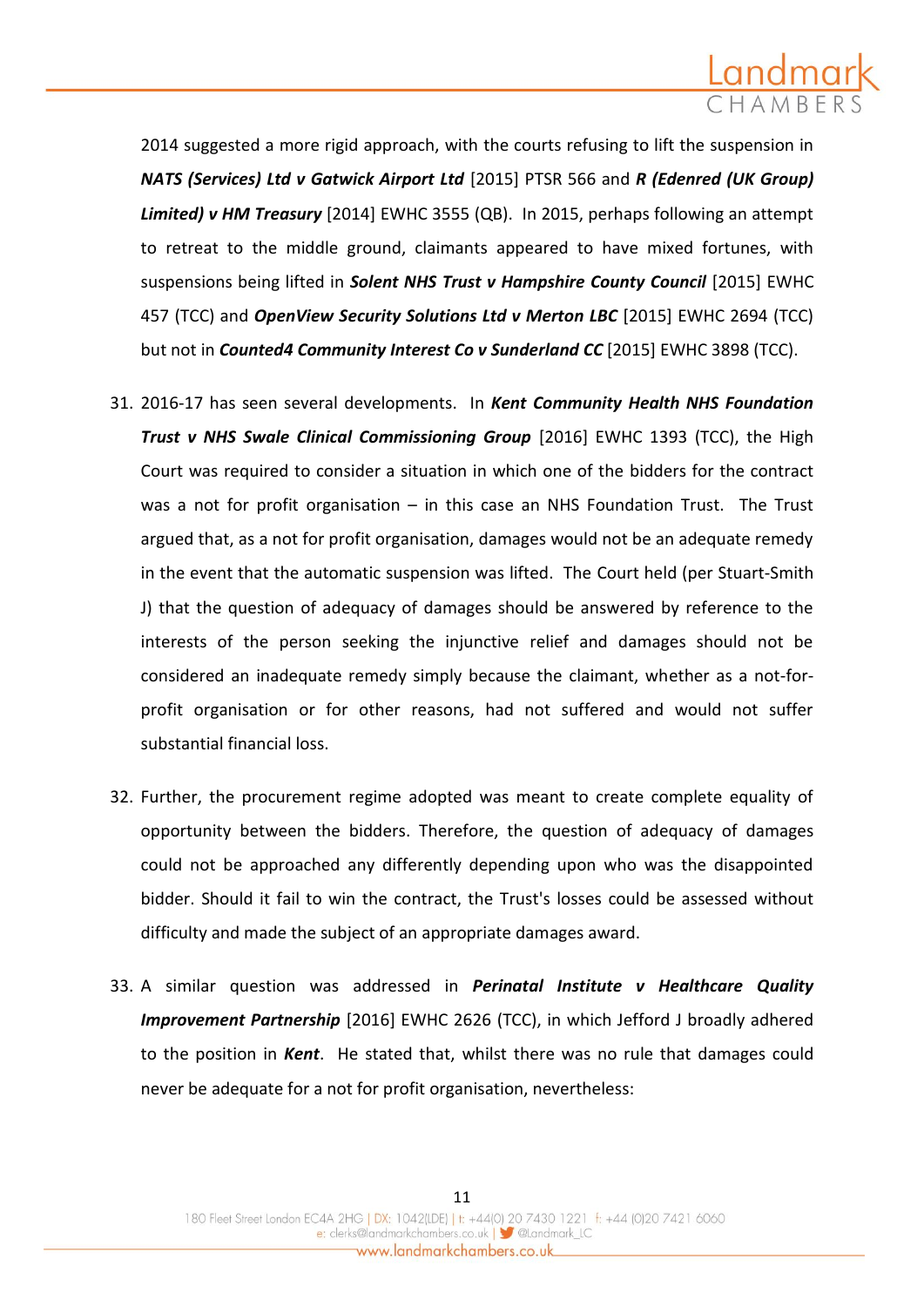2014 suggested a more rigid approach, with the courts refusing to lift the suspension in ***NATS (Services) Ltd v Gatwick Airport Ltd*** [2015] PTSR 566 and ***R (Edenred (UK Group) Limited) v HM Treasury*** [2014] EWHC 3555 (QB). In 2015, perhaps following an attempt to retreat to the middle ground, claimants appeared to have mixed fortunes, with suspensions being lifted in ***Solent NHS Trust v Hampshire County Council*** [2015] EWHC 457 (TCC) and ***OpenView Security Solutions Ltd v Merton LBC*** [2015] EWHC 2694 (TCC) but not in ***Counted4 Community Interest Co v Sunderland CC*** [2015] EWHC 3898 (TCC).

31. 2016-17 has seen several developments. In ***Kent Community Health NHS Foundation Trust v NHS Swale Clinical Commissioning Group*** [2016] EWHC 1393 (TCC), the High Court was required to consider a situation in which one of the bidders for the contract was a not for profit organisation – in this case an NHS Foundation Trust. The Trust argued that, as a not for profit organisation, damages would not be an adequate remedy in the event that the automatic suspension was lifted. The Court held (per Stuart-Smith J) that the question of adequacy of damages should be answered by reference to the interests of the person seeking the injunctive relief and damages should not be considered an inadequate remedy simply because the claimant, whether as a not-for-profit organisation or for other reasons, had not suffered and would not suffer substantial financial loss.

32. Further, the procurement regime adopted was meant to create complete equality of opportunity between the bidders. Therefore, the question of adequacy of damages could not be approached any differently depending upon who was the disappointed bidder. Should it fail to win the contract, the Trust's losses could be assessed without difficulty and made the subject of an appropriate damages award.

33. A similar question was addressed in ***Perinatal Institute v Healthcare Quality Improvement Partnership*** [2016] EWHC 2626 (TCC), in which Jefford J broadly adhered to the position in ***Kent***. He stated that, whilst there was no rule that damages could never be adequate for a not for profit organisation, nevertheless: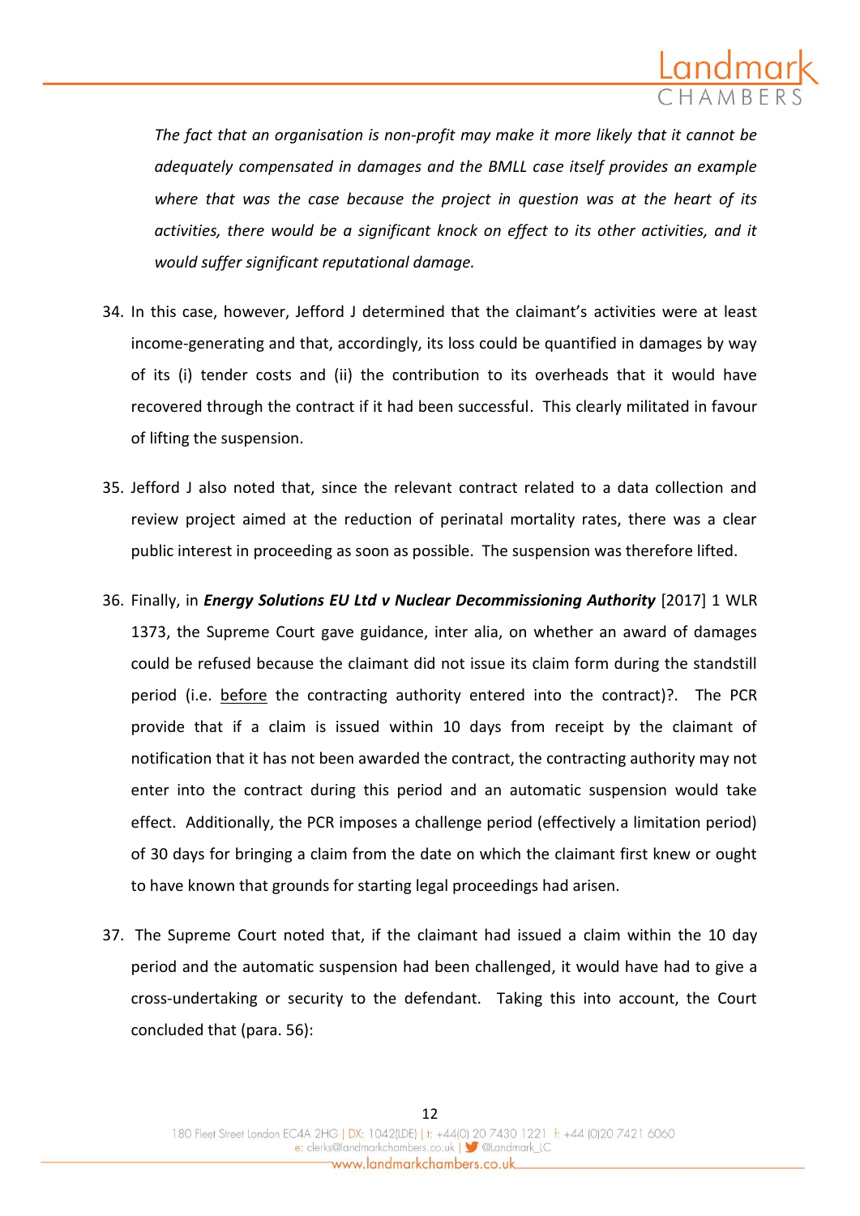*The fact that an organisation is non-profit may make it more likely that it cannot be adequately compensated in damages and the BMLL case itself provides an example where that was the case because the project in question was at the heart of its activities, there would be a significant knock on effect to its other activities, and it would suffer significant reputational damage.*

34. In this case, however, Jefford J determined that the claimant's activities were at least income-generating and that, accordingly, its loss could be quantified in damages by way of its (i) tender costs and (ii) the contribution to its overheads that it would have recovered through the contract if it had been successful. This clearly militated in favour of lifting the suspension.

35. Jefford J also noted that, since the relevant contract related to a data collection and review project aimed at the reduction of perinatal mortality rates, there was a clear public interest in proceeding as soon as possible. The suspension was therefore lifted.

36. Finally, in ***Energy Solutions EU Ltd v Nuclear Decommissioning Authority*** [2017] 1 WLR 1373, the Supreme Court gave guidance, inter alia, on whether an award of damages could be refused because the claimant did not issue its claim form during the standstill period (i.e. <u>before</u> the contracting authority entered into the contract)?. The PCR provide that if a claim is issued within 10 days from receipt by the claimant of notification that it has not been awarded the contract, the contracting authority may not enter into the contract during this period and an automatic suspension would take effect. Additionally, the PCR imposes a challenge period (effectively a limitation period) of 30 days for bringing a claim from the date on which the claimant first knew or ought to have known that grounds for starting legal proceedings had arisen.

37. The Supreme Court noted that, if the claimant had issued a claim within the 10 day period and the automatic suspension had been challenged, it would have had to give a cross-undertaking or security to the defendant. Taking this into account, the Court concluded that (para. 56):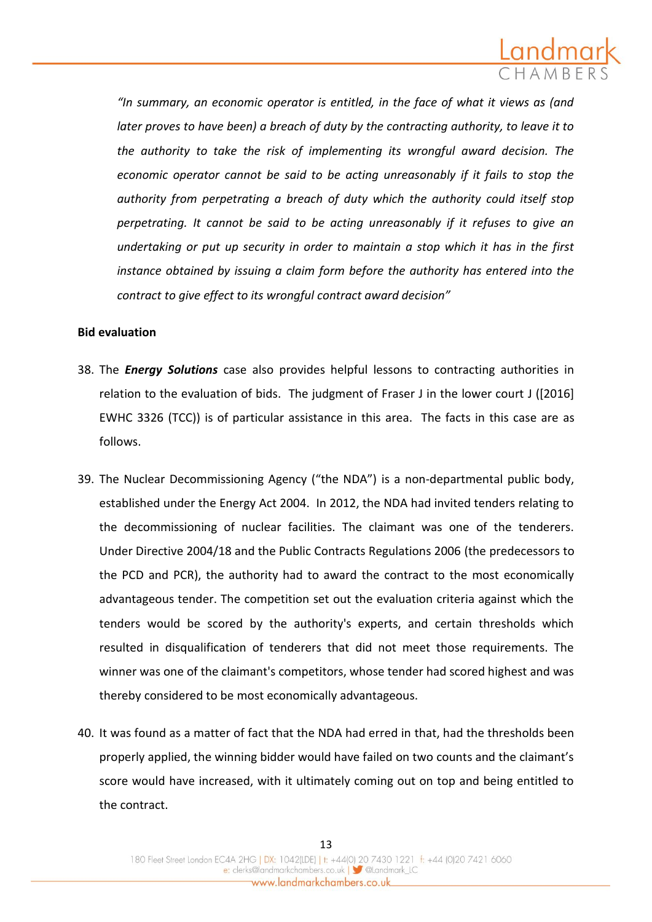*"In summary, an economic operator is entitled, in the face of what it views as (and later proves to have been) a breach of duty by the contracting authority, to leave it to the authority to take the risk of implementing its wrongful award decision. The economic operator cannot be said to be acting unreasonably if it fails to stop the authority from perpetrating a breach of duty which the authority could itself stop perpetrating. It cannot be said to be acting unreasonably if it refuses to give an undertaking or put up security in order to maintain a stop which it has in the first instance obtained by issuing a claim form before the authority has entered into the contract to give effect to its wrongful contract award decision"*

**Bid evaluation**

38. The ***Energy Solutions*** case also provides helpful lessons to contracting authorities in relation to the evaluation of bids. The judgment of Fraser J in the lower court J ([2016] EWHC 3326 (TCC)) is of particular assistance in this area. The facts in this case are as follows.

39. The Nuclear Decommissioning Agency ("the NDA") is a non-departmental public body, established under the Energy Act 2004. In 2012, the NDA had invited tenders relating to the decommissioning of nuclear facilities. The claimant was one of the tenderers. Under Directive 2004/18 and the Public Contracts Regulations 2006 (the predecessors to the PCD and PCR), the authority had to award the contract to the most economically advantageous tender. The competition set out the evaluation criteria against which the tenders would be scored by the authority's experts, and certain thresholds which resulted in disqualification of tenderers that did not meet those requirements. The winner was one of the claimant's competitors, whose tender had scored highest and was thereby considered to be most economically advantageous.

40. It was found as a matter of fact that the NDA had erred in that, had the thresholds been properly applied, the winning bidder would have failed on two counts and the claimant's score would have increased, with it ultimately coming out on top and being entitled to the contract.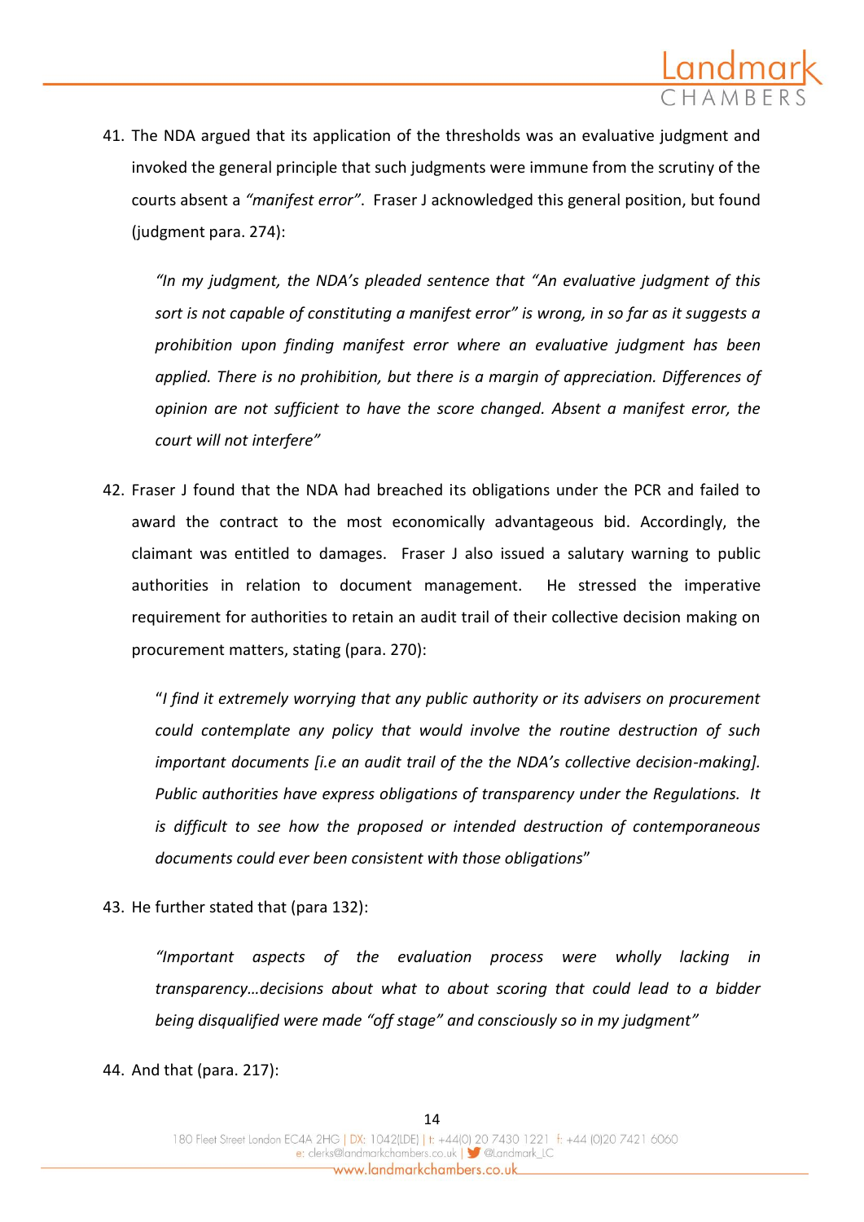41. The NDA argued that its application of the thresholds was an evaluative judgment and invoked the general principle that such judgments were immune from the scrutiny of the courts absent a *"manifest error"*. Fraser J acknowledged this general position, but found (judgment para. 274):

> *"In my judgment, the NDA's pleaded sentence that "An evaluative judgment of this sort is not capable of constituting a manifest error" is wrong, in so far as it suggests a prohibition upon finding manifest error where an evaluative judgment has been applied. There is no prohibition, but there is a margin of appreciation. Differences of opinion are not sufficient to have the score changed. Absent a manifest error, the court will not interfere"*

42. Fraser J found that the NDA had breached its obligations under the PCR and failed to award the contract to the most economically advantageous bid. Accordingly, the claimant was entitled to damages. Fraser J also issued a salutary warning to public authorities in relation to document management. He stressed the imperative requirement for authorities to retain an audit trail of their collective decision making on procurement matters, stating (para. 270):

> "*I find it extremely worrying that any public authority or its advisers on procurement could contemplate any policy that would involve the routine destruction of such important documents [i.e an audit trail of the the NDA's collective decision-making]. Public authorities have express obligations of transparency under the Regulations. It is difficult to see how the proposed or intended destruction of contemporaneous documents could ever been consistent with those obligations*"

43. He further stated that (para 132):

> *"Important aspects of the evaluation process were wholly lacking in transparency…decisions about what to about scoring that could lead to a bidder being disqualified were made "off stage" and consciously so in my judgment"*

44. And that (para. 217):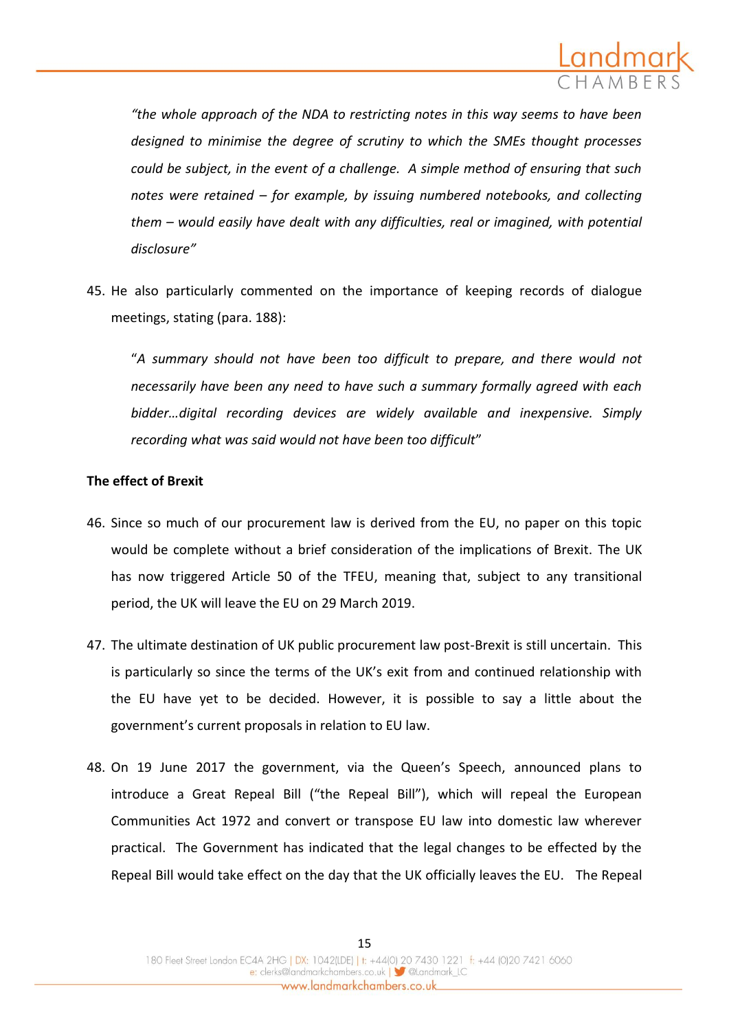> *"the whole approach of the NDA to restricting notes in this way seems to have been designed to minimise the degree of scrutiny to which the SMEs thought processes could be subject, in the event of a challenge. A simple method of ensuring that such notes were retained – for example, by issuing numbered notebooks, and collecting them – would easily have dealt with any difficulties, real or imagined, with potential disclosure"*

45. He also particularly commented on the importance of keeping records of dialogue meetings, stating (para. 188):

> "*A summary should not have been too difficult to prepare, and there would not necessarily have been any need to have such a summary formally agreed with each bidder…digital recording devices are widely available and inexpensive. Simply recording what was said would not have been too difficult*"

**The effect of Brexit**

46. Since so much of our procurement law is derived from the EU, no paper on this topic would be complete without a brief consideration of the implications of Brexit. The UK has now triggered Article 50 of the TFEU, meaning that, subject to any transitional period, the UK will leave the EU on 29 March 2019.

47. The ultimate destination of UK public procurement law post-Brexit is still uncertain. This is particularly so since the terms of the UK's exit from and continued relationship with the EU have yet to be decided. However, it is possible to say a little about the government's current proposals in relation to EU law.

48. On 19 June 2017 the government, via the Queen's Speech, announced plans to introduce a Great Repeal Bill ("the Repeal Bill"), which will repeal the European Communities Act 1972 and convert or transpose EU law into domestic law wherever practical. The Government has indicated that the legal changes to be effected by the Repeal Bill would take effect on the day that the UK officially leaves the EU. The Repeal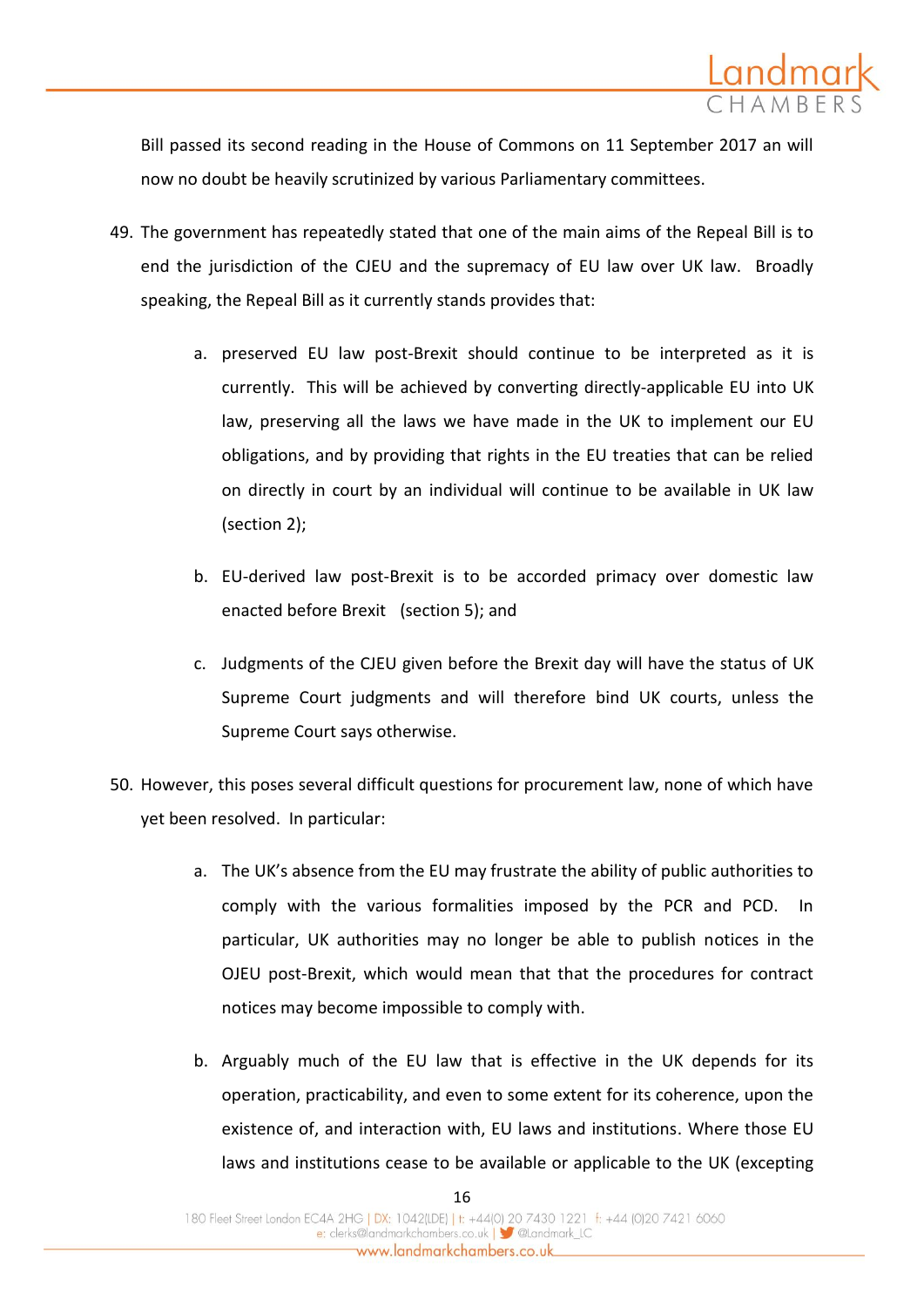Bill passed its second reading in the House of Commons on 11 September 2017 an will now no doubt be heavily scrutinized by various Parliamentary committees.

49. The government has repeatedly stated that one of the main aims of the Repeal Bill is to end the jurisdiction of the CJEU and the supremacy of EU law over UK law. Broadly speaking, the Repeal Bill as it currently stands provides that:

    a. preserved EU law post-Brexit should continue to be interpreted as it is currently. This will be achieved by converting directly-applicable EU into UK law, preserving all the laws we have made in the UK to implement our EU obligations, and by providing that rights in the EU treaties that can be relied on directly in court by an individual will continue to be available in UK law (section 2);

    b. EU-derived law post-Brexit is to be accorded primacy over domestic law enacted before Brexit (section 5); and

    c. Judgments of the CJEU given before the Brexit day will have the status of UK Supreme Court judgments and will therefore bind UK courts, unless the Supreme Court says otherwise.

50. However, this poses several difficult questions for procurement law, none of which have yet been resolved. In particular:

    a. The UK's absence from the EU may frustrate the ability of public authorities to comply with the various formalities imposed by the PCR and PCD. In particular, UK authorities may no longer be able to publish notices in the OJEU post-Brexit, which would mean that that the procedures for contract notices may become impossible to comply with.

    b. Arguably much of the EU law that is effective in the UK depends for its operation, practicability, and even to some extent for its coherence, upon the existence of, and interaction with, EU laws and institutions. Where those EU laws and institutions cease to be available or applicable to the UK (excepting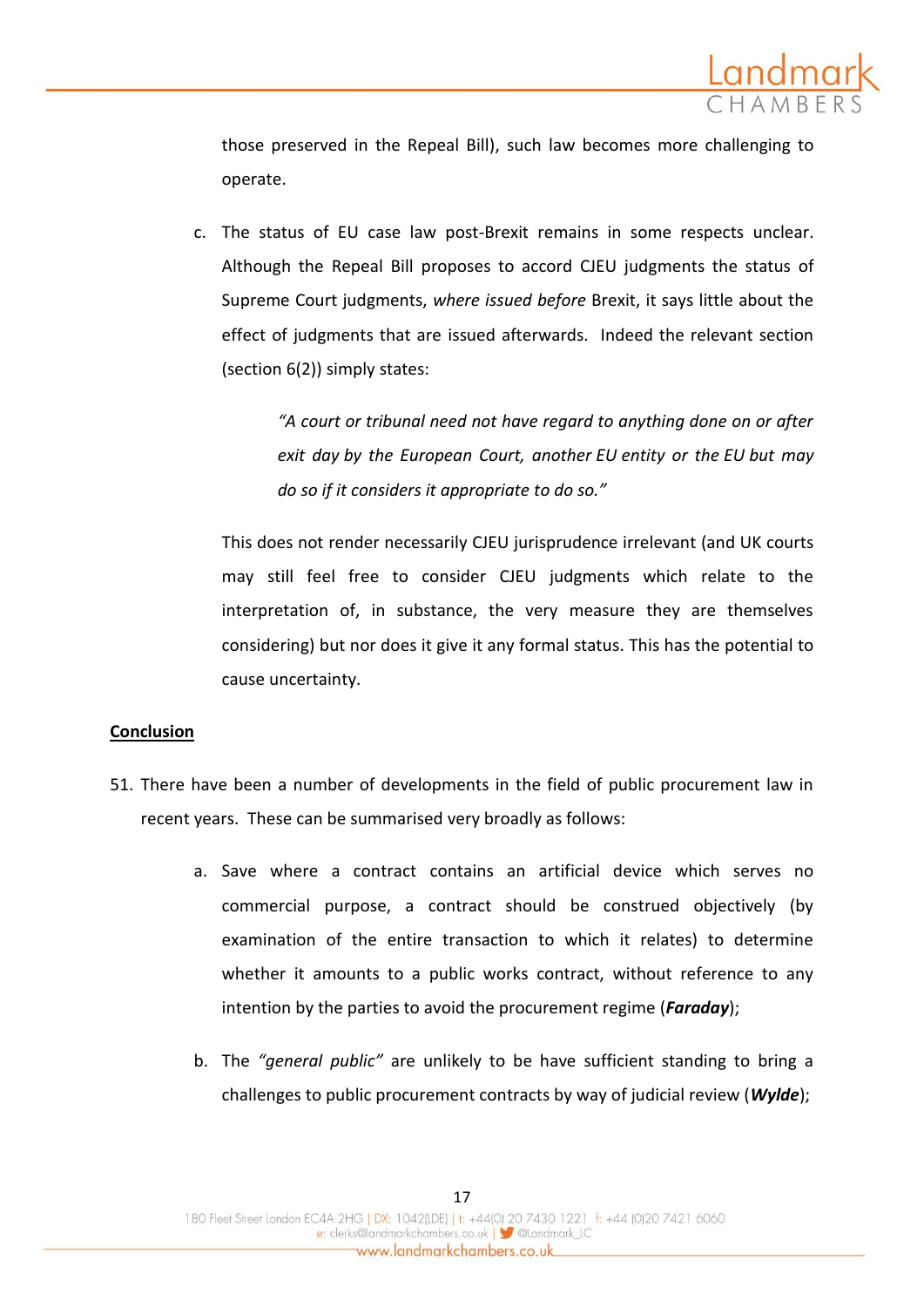those preserved in the Repeal Bill), such law becomes more challenging to operate.

c. The status of EU case law post-Brexit remains in some respects unclear. Although the Repeal Bill proposes to accord CJEU judgments the status of Supreme Court judgments, *where issued before* Brexit, it says little about the effect of judgments that are issued afterwards. Indeed the relevant section (section 6(2)) simply states:

> *"A court or tribunal need not have regard to anything done on or after exit day by the European Court, another EU entity or the EU but may do so if it considers it appropriate to do so."*

This does not render necessarily CJEU jurisprudence irrelevant (and UK courts may still feel free to consider CJEU judgments which relate to the interpretation of, in substance, the very measure they are themselves considering) but nor does it give it any formal status. This has the potential to cause uncertainty.

**Conclusion**

51. There have been a number of developments in the field of public procurement law in recent years. These can be summarised very broadly as follows:

a. Save where a contract contains an artificial device which serves no commercial purpose, a contract should be construed objectively (by examination of the entire transaction to which it relates) to determine whether it amounts to a public works contract, without reference to any intention by the parties to avoid the procurement regime (***Faraday***);

b. The *"general public"* are unlikely to be have sufficient standing to bring a challenges to public procurement contracts by way of judicial review (***Wylde***);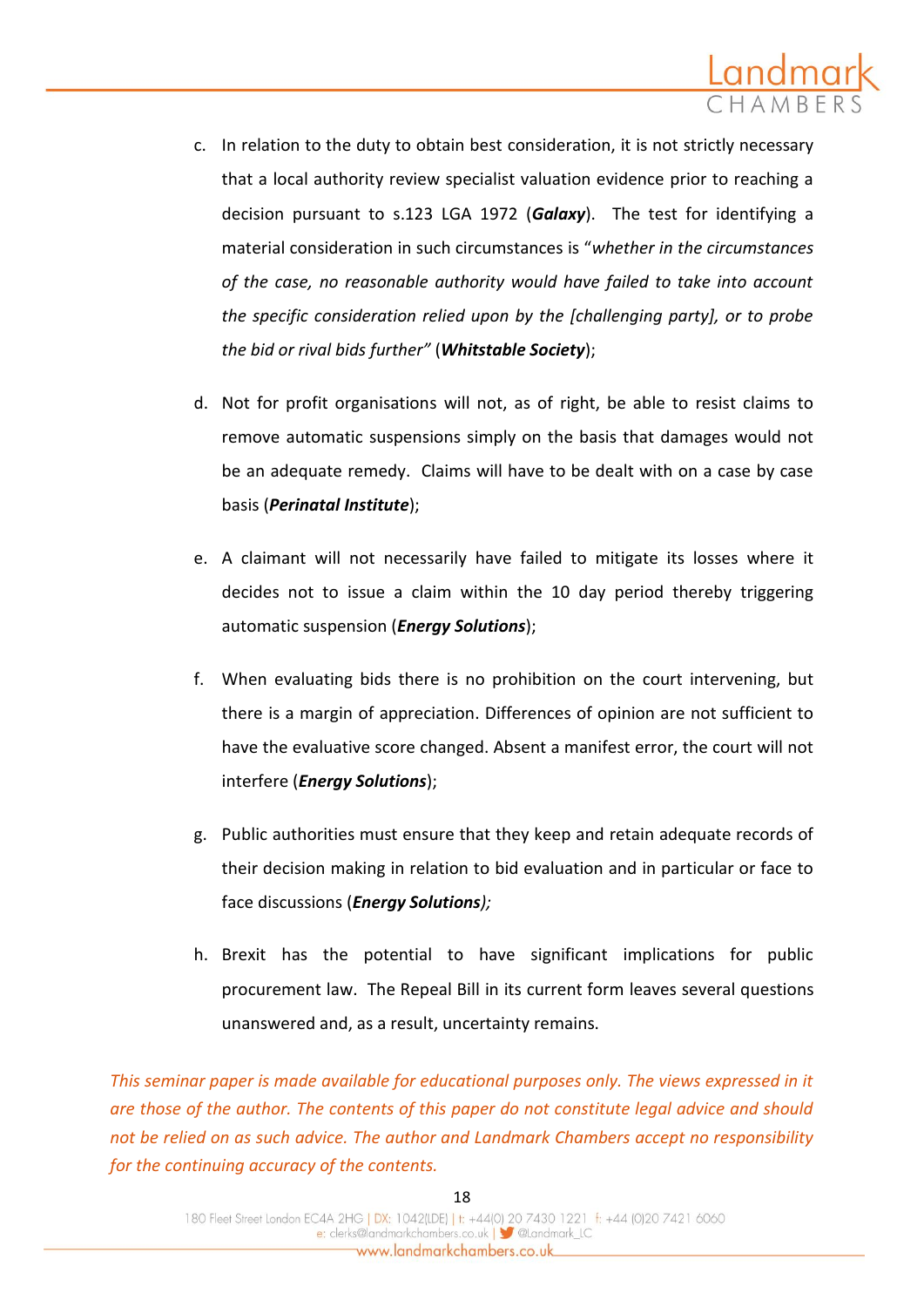c. In relation to the duty to obtain best consideration, it is not strictly necessary that a local authority review specialist valuation evidence prior to reaching a decision pursuant to s.123 LGA 1972 (***Galaxy***). The test for identifying a material consideration in such circumstances is "*whether in the circumstances of the case, no reasonable authority would have failed to take into account the specific consideration relied upon by the [challenging party], or to probe the bid or rival bids further*" (***Whitstable Society***);

d. Not for profit organisations will not, as of right, be able to resist claims to remove automatic suspensions simply on the basis that damages would not be an adequate remedy. Claims will have to be dealt with on a case by case basis (***Perinatal Institute***);

e. A claimant will not necessarily have failed to mitigate its losses where it decides not to issue a claim within the 10 day period thereby triggering automatic suspension (***Energy Solutions***);

f. When evaluating bids there is no prohibition on the court intervening, but there is a margin of appreciation. Differences of opinion are not sufficient to have the evaluative score changed. Absent a manifest error, the court will not interfere (***Energy Solutions***);

g. Public authorities must ensure that they keep and retain adequate records of their decision making in relation to bid evaluation and in particular or face to face discussions (***Energy Solutions**);*

h. Brexit has the potential to have significant implications for public procurement law. The Repeal Bill in its current form leaves several questions unanswered and, as a result, uncertainty remains.

*This seminar paper is made available for educational purposes only. The views expressed in it are those of the author. The contents of this paper do not constitute legal advice and should not be relied on as such advice. The author and Landmark Chambers accept no responsibility for the continuing accuracy of the contents.*